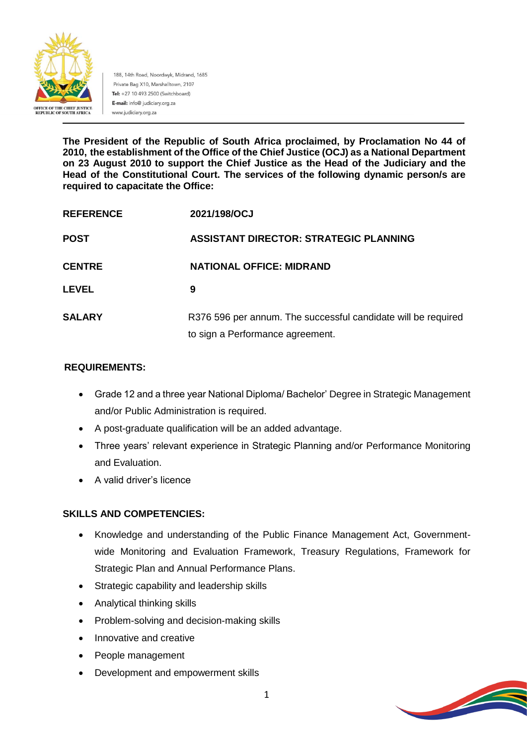188, 14th Road, Noordwyk, Midrand, 1685
Private Bag X10, Marshalltown, 2107
**Tel:** +27 10 493 2500 (Switchboard)
**E-mail:** info@ judiciary.org.za
www.judiciary.org.za

**The President of the Republic of South Africa proclaimed, by Proclamation No 44 of 2010, the establishment of the Office of the Chief Justice (OCJ) as a National Department on 23 August 2010 to support the Chief Justice as the Head of the Judiciary and the Head of the Constitutional Court. The services of the following dynamic person/s are required to capacitate the Office:**

| | |
|---|---|
| **REFERENCE** | **2021/198/OCJ** |
| **POST** | **ASSISTANT DIRECTOR: STRATEGIC PLANNING** |
| **CENTRE** | **NATIONAL OFFICE: MIDRAND** |
| **LEVEL** | **9** |
| **SALARY** | R376 596 per annum. The successful candidate will be required to sign a Performance agreement. |

**REQUIREMENTS:**

- Grade 12 and a three year National Diploma/ Bachelor' Degree in Strategic Management and/or Public Administration is required.
- A post-graduate qualification will be an added advantage.
- Three years' relevant experience in Strategic Planning and/or Performance Monitoring and Evaluation.
- A valid driver's licence

**SKILLS AND COMPETENCIES:**

- Knowledge and understanding of the Public Finance Management Act, Government-wide Monitoring and Evaluation Framework, Treasury Regulations, Framework for Strategic Plan and Annual Performance Plans.
- Strategic capability and leadership skills
- Analytical thinking skills
- Problem-solving and decision-making skills
- Innovative and creative
- People management
- Development and empowerment skills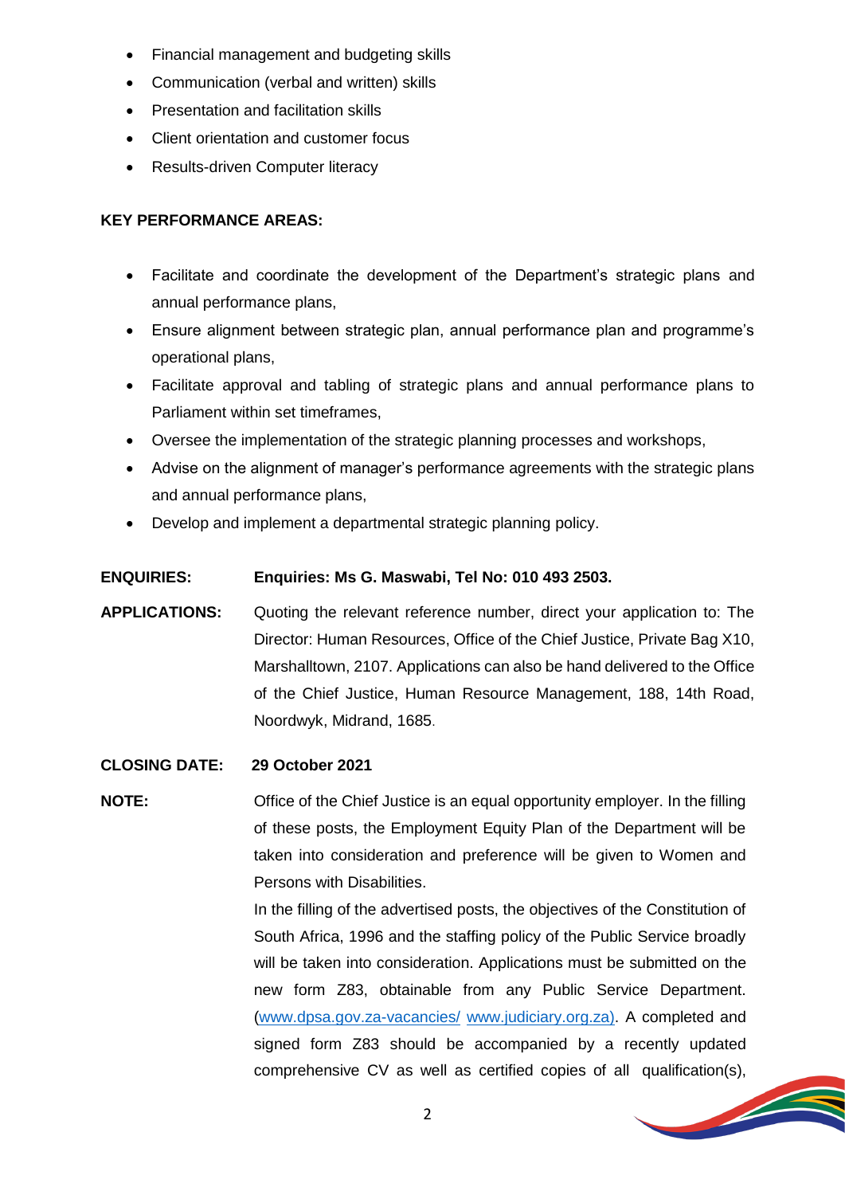- Financial management and budgeting skills
- Communication (verbal and written) skills
- Presentation and facilitation skills
- Client orientation and customer focus
- Results-driven Computer literacy

**KEY PERFORMANCE AREAS:**

- Facilitate and coordinate the development of the Department's strategic plans and annual performance plans,
- Ensure alignment between strategic plan, annual performance plan and programme's operational plans,
- Facilitate approval and tabling of strategic plans and annual performance plans to Parliament within set timeframes,
- Oversee the implementation of the strategic planning processes and workshops,
- Advise on the alignment of manager's performance agreements with the strategic plans and annual performance plans,
- Develop and implement a departmental strategic planning policy.

**ENQUIRIES:** **Enquiries: Ms G. Maswabi, Tel No: 010 493 2503.**

**APPLICATIONS:** Quoting the relevant reference number, direct your application to: The Director: Human Resources, Office of the Chief Justice, Private Bag X10, Marshalltown, 2107. Applications can also be hand delivered to the Office of the Chief Justice, Human Resource Management, 188, 14th Road, Noordwyk, Midrand, 1685.

**CLOSING DATE:** **29 October 2021**

**NOTE:** Office of the Chief Justice is an equal opportunity employer. In the filling of these posts, the Employment Equity Plan of the Department will be taken into consideration and preference will be given to Women and Persons with Disabilities.

In the filling of the advertised posts, the objectives of the Constitution of South Africa, 1996 and the staffing policy of the Public Service broadly will be taken into consideration. Applications must be submitted on the new form Z83, obtainable from any Public Service Department. (www.dpsa.gov.za-vacancies/ www.judiciary.org.za). A completed and signed form Z83 should be accompanied by a recently updated comprehensive CV as well as certified copies of all qualification(s),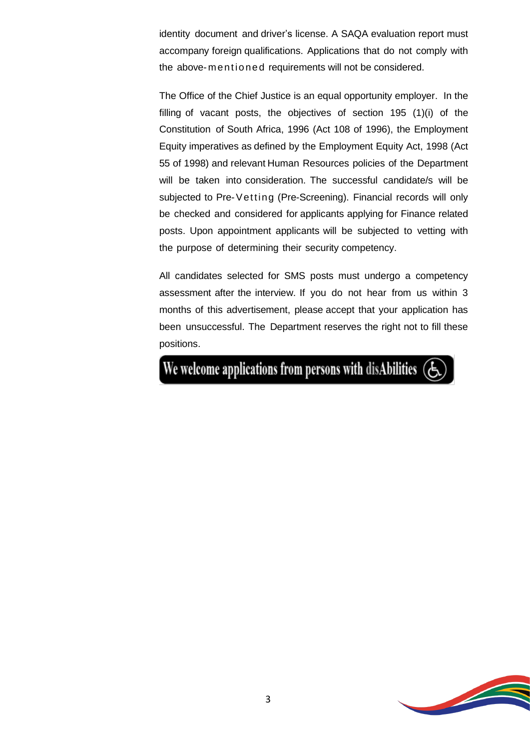identity document and driver's license. A SAQA evaluation report must accompany foreign qualifications. Applications that do not comply with the above-mentioned requirements will not be considered.

The Office of the Chief Justice is an equal opportunity employer. In the filling of vacant posts, the objectives of section 195 (1)(i) of the Constitution of South Africa, 1996 (Act 108 of 1996), the Employment Equity imperatives as defined by the Employment Equity Act, 1998 (Act 55 of 1998) and relevant Human Resources policies of the Department will be taken into consideration. The successful candidate/s will be subjected to Pre-Vetting (Pre-Screening). Financial records will only be checked and considered for applicants applying for Finance related posts. Upon appointment applicants will be subjected to vetting with the purpose of determining their security competency.

All candidates selected for SMS posts must undergo a competency assessment after the interview. If you do not hear from us within 3 months of this advertisement, please accept that your application has been unsuccessful. The Department reserves the right not to fill these positions.

**We welcome applications from persons with disAbilities**